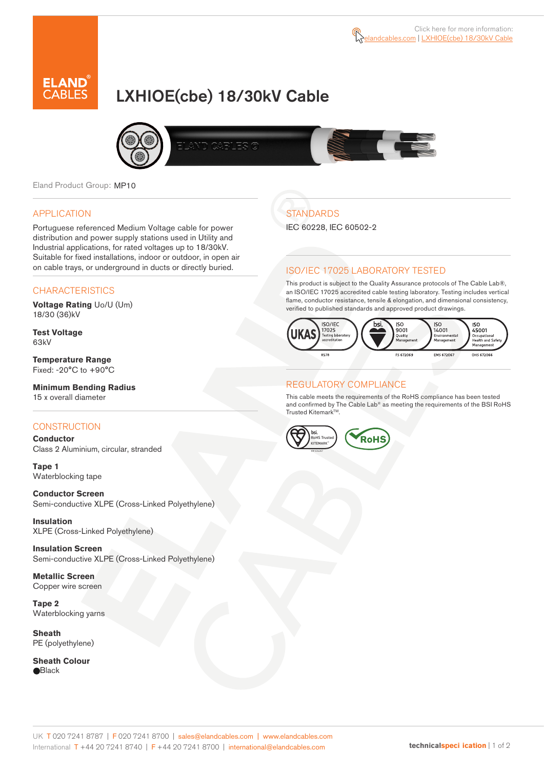Click here for more information: elandcables.com | LXHIOE(cbe) 18/30kV Cable

# LXHIOE(cbe) 18/30kV Cable

Eland Product Group: MP10

## APPLICATION

Portuguese referenced Medium Voltage cable for power distribution and power supply stations used in Utility and Industrial applications, for rated voltages up to 18/30kV. Suitable for fixed installations, indoor or outdoor, in open air on cable trays, or underground in ducts or directly buried.

## CHARACTERISTICS

**Voltage Rating** Uo/U (Um)
18/30 (36)kV

**Test Voltage**
63kV

**Temperature Range**
Fixed: -20°C to +90°C

**Minimum Bending Radius**
15 x overall diameter

## CONSTRUCTION

**Conductor**
Class 2 Aluminium, circular, stranded

**Tape 1**
Waterblocking tape

**Conductor Screen**
Semi-conductive XLPE (Cross-Linked Polyethylene)

**Insulation**
XLPE (Cross-Linked Polyethylene)

**Insulation Screen**
Semi-conductive XLPE (Cross-Linked Polyethylene)

**Metallic Screen**
Copper wire screen

**Tape 2**
Waterblocking yarns

**Sheath**
PE (polyethylene)

**Sheath Colour**
Black

## STANDARDS

IEC 60228, IEC 60502-2

## ISO/IEC 17025 LABORATORY TESTED

This product is subject to the Quality Assurance protocols of The Cable Lab®, an ISO/IEC 17025 accredited cable testing laboratory. Testing includes vertical flame, conductor resistance, tensile & elongation, and dimensional consistency, verified to published standards and approved product drawings.

UKAS ISO/IEC 17025 Testing laboratory accreditation 8578 | bsi ISO 9001 Quality Management FS 672069 | ISO 14001 Environmental Management EMS 672067 | ISO 45001 Occupational Health and Safety Management OHS 672066

## REGULATORY COMPLIANCE

This cable meets the requirements of the RoHS compliance has been tested and confirmed by The Cable Lab® as meeting the requirements of the BSI RoHS Trusted Kitemark™.

bsi RoHS Trusted KITEMARK™ | RoHS

UK T 020 7241 8787 | F 020 7241 8700 | sales@elandcables.com | www.elandcables.com
International T +44 20 7241 8740 | F +44 20 7241 8700 | international@elandcables.com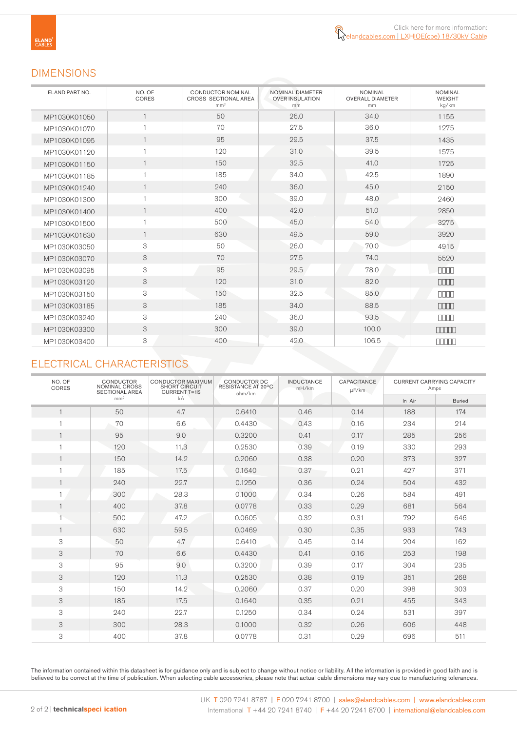Click here for more information:
elandcables.com | LXHIOE(cbe) 18/30kV Cable

## DIMENSIONS

| ELAND PART NO. | NO. OF CORES | CONDUCTOR NOMINAL CROSS SECTIONAL AREA mm² | NOMINAL DIAMETER OVER INSULATION mm | NOMINAL OVERALL DIAMETER mm | NOMINAL WEIGHT kg/km |
|---|---|---|---|---|---|
| MP1030K01050 | 1 | 50 | 26.0 | 34.0 | 1155 |
| MP1030K01070 | 1 | 70 | 27.5 | 36.0 | 1275 |
| MP1030K01095 | 1 | 95 | 29.5 | 37.5 | 1435 |
| MP1030K01120 | 1 | 120 | 31.0 | 39.5 | 1575 |
| MP1030K01150 | 1 | 150 | 32.5 | 41.0 | 1725 |
| MP1030K01185 | 1 | 185 | 34.0 | 42.5 | 1890 |
| MP1030K01240 | 1 | 240 | 36.0 | 45.0 | 2150 |
| MP1030K01300 | 1 | 300 | 39.0 | 48.0 | 2460 |
| MP1030K01400 | 1 | 400 | 42.0 | 51.0 | 2850 |
| MP1030K01500 | 1 | 500 | 45.0 | 54.0 | 3275 |
| MP1030K01630 | 1 | 630 | 49.5 | 59.0 | 3920 |
| MP1030K03050 | 3 | 50 | 26.0 | 70.0 | 4915 |
| MP1030K03070 | 3 | 70 | 27.5 | 74.0 | 5520 |
| MP1030K03095 | 3 | 95 | 29.5 | 78.0 | |
| MP1030K03120 | 3 | 120 | 31.0 | 82.0 | |
| MP1030K03150 | 3 | 150 | 32.5 | 85.0 | |
| MP1030K03185 | 3 | 185 | 34.0 | 88.5 | |
| MP1030K03240 | 3 | 240 | 36.0 | 93.5 | |
| MP1030K03300 | 3 | 300 | 39.0 | 100.0 | |
| MP1030K03400 | 3 | 400 | 42.0 | 106.5 | |

## ELECTRICAL CHARACTERISTICS

| NO. OF CORES | CONDUCTOR NOMINAL CROSS SECTIONAL AREA mm² | CONDUCTOR MAXIMUM SHORT CIRCUIT CURRENT T=1S kA | CONDUCTOR DC RESISTANCE AT 20°C ohm/km | INDUCTANCE mH/km | CAPACITANCE µF/km | CURRENT CARRYING CAPACITY Amps | |
|---|---|---|---|---|---|---|---|
| | | | | | | In Air | Buried |
| 1 | 50 | 4.7 | 0.6410 | 0.46 | 0.14 | 188 | 174 |
| 1 | 70 | 6.6 | 0.4430 | 0.43 | 0.16 | 234 | 214 |
| 1 | 95 | 9.0 | 0.3200 | 0.41 | 0.17 | 285 | 256 |
| 1 | 120 | 11.3 | 0.2530 | 0.39 | 0.19 | 330 | 293 |
| 1 | 150 | 14.2 | 0.2060 | 0.38 | 0.20 | 373 | 327 |
| 1 | 185 | 17.5 | 0.1640 | 0.37 | 0.21 | 427 | 371 |
| 1 | 240 | 22.7 | 0.1250 | 0.36 | 0.24 | 504 | 432 |
| 1 | 300 | 28.3 | 0.1000 | 0.34 | 0.26 | 584 | 491 |
| 1 | 400 | 37.8 | 0.0778 | 0.33 | 0.29 | 681 | 564 |
| 1 | 500 | 47.2 | 0.0605 | 0.32 | 0.31 | 792 | 646 |
| 1 | 630 | 59.5 | 0.0469 | 0.30 | 0.35 | 933 | 743 |
| 3 | 50 | 4.7 | 0.6410 | 0.45 | 0.14 | 204 | 162 |
| 3 | 70 | 6.6 | 0.4430 | 0.41 | 0.16 | 253 | 198 |
| 3 | 95 | 9.0 | 0.3200 | 0.39 | 0.17 | 304 | 235 |
| 3 | 120 | 11.3 | 0.2530 | 0.38 | 0.19 | 351 | 268 |
| 3 | 150 | 14.2 | 0.2060 | 0.37 | 0.20 | 398 | 303 |
| 3 | 185 | 17.5 | 0.1640 | 0.35 | 0.21 | 455 | 343 |
| 3 | 240 | 22.7 | 0.1250 | 0.34 | 0.24 | 531 | 397 |
| 3 | 300 | 28.3 | 0.1000 | 0.32 | 0.26 | 606 | 448 |
| 3 | 400 | 37.8 | 0.0778 | 0.31 | 0.29 | 696 | 511 |

The information contained within this datasheet is for guidance only and is subject to change without notice or liability. All the information is provided in good faith and is believed to be correct at the time of publication. When selecting cable accessories, please note that actual cable dimensions may vary due to manufacturing tolerances.

UK T 020 7241 8787 | F 020 7241 8700 | sales@elandcables.com | www.elandcables.com
International T +44 20 7241 8740 | F +44 20 7241 8700 | international@elandcables.com